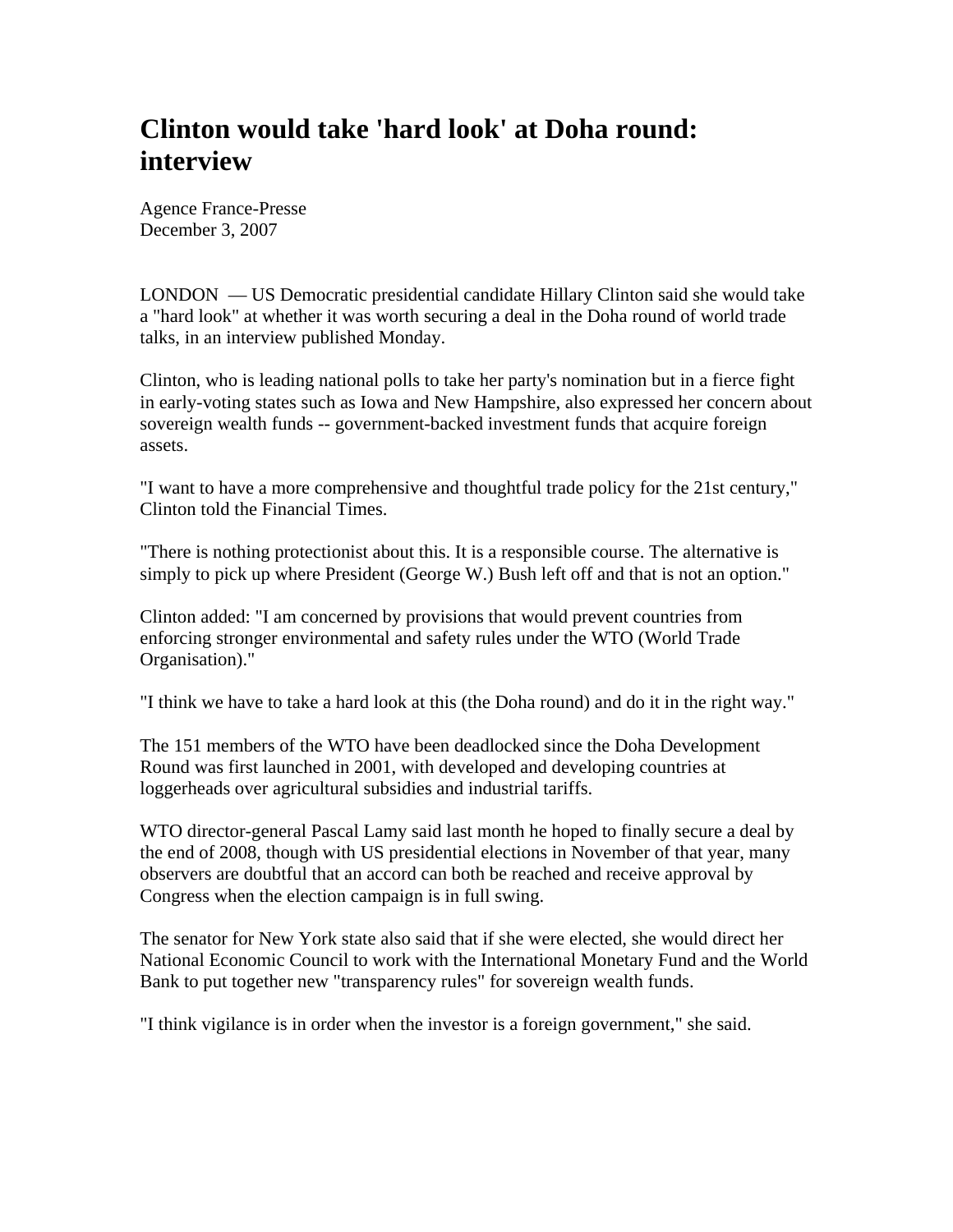# Clinton would take 'hard look' at Doha round: interview

Agence France-Presse
December 3, 2007

LONDON — US Democratic presidential candidate Hillary Clinton said she would take a "hard look" at whether it was worth securing a deal in the Doha round of world trade talks, in an interview published Monday.

Clinton, who is leading national polls to take her party's nomination but in a fierce fight in early-voting states such as Iowa and New Hampshire, also expressed her concern about sovereign wealth funds -- government-backed investment funds that acquire foreign assets.

"I want to have a more comprehensive and thoughtful trade policy for the 21st century," Clinton told the Financial Times.

"There is nothing protectionist about this. It is a responsible course. The alternative is simply to pick up where President (George W.) Bush left off and that is not an option."

Clinton added: "I am concerned by provisions that would prevent countries from enforcing stronger environmental and safety rules under the WTO (World Trade Organisation)."

"I think we have to take a hard look at this (the Doha round) and do it in the right way."

The 151 members of the WTO have been deadlocked since the Doha Development Round was first launched in 2001, with developed and developing countries at loggerheads over agricultural subsidies and industrial tariffs.

WTO director-general Pascal Lamy said last month he hoped to finally secure a deal by the end of 2008, though with US presidential elections in November of that year, many observers are doubtful that an accord can both be reached and receive approval by Congress when the election campaign is in full swing.

The senator for New York state also said that if she were elected, she would direct her National Economic Council to work with the International Monetary Fund and the World Bank to put together new "transparency rules" for sovereign wealth funds.

"I think vigilance is in order when the investor is a foreign government," she said.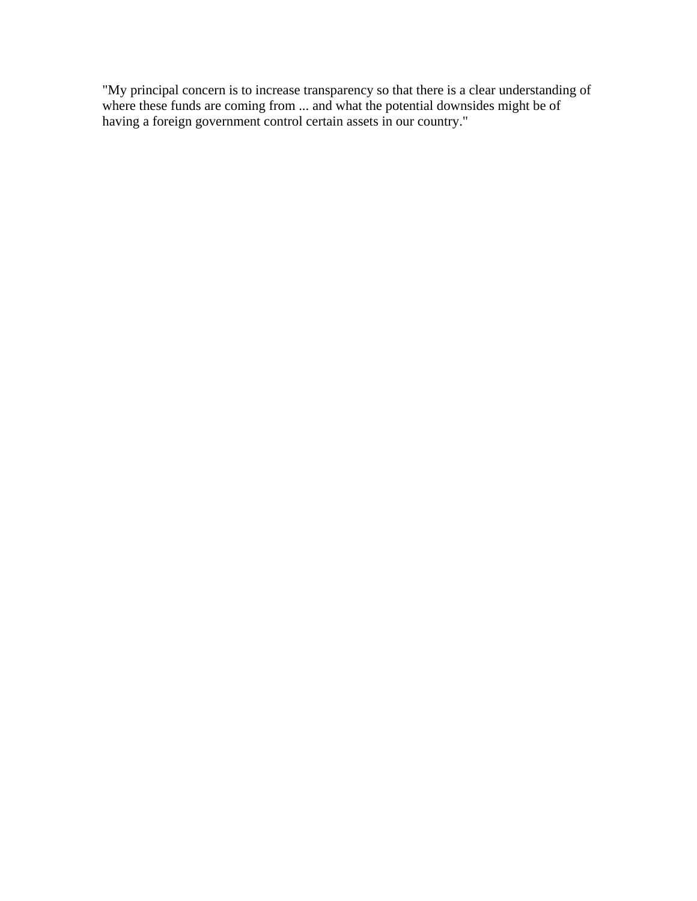"My principal concern is to increase transparency so that there is a clear understanding of where these funds are coming from ... and what the potential downsides might be of having a foreign government control certain assets in our country."